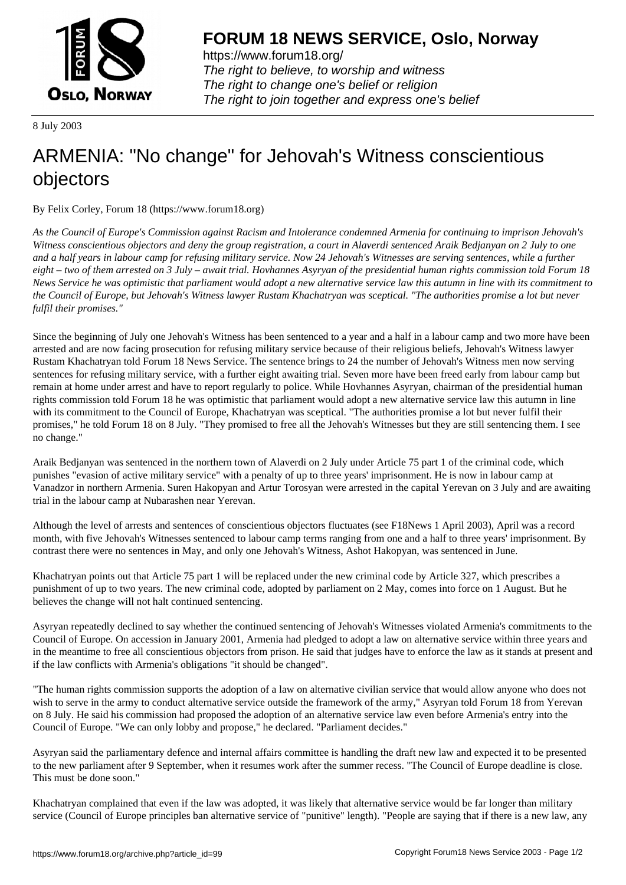**FORUM 18 NEWS SERVICE, Oslo, Norway**

https://www.forum18.org/
*The right to believe, to worship and witness*
*The right to change one's belief or religion*
*The right to join together and express one's belief*

8 July 2003

# ARMENIA: "No change" for Jehovah's Witness conscientious objectors

By Felix Corley, Forum 18 (https://www.forum18.org)

*As the Council of Europe's Commission against Racism and Intolerance condemned Armenia for continuing to imprison Jehovah's Witness conscientious objectors and deny the group registration, a court in Alaverdi sentenced Araik Bedjanyan on 2 July to one and a half years in labour camp for refusing military service. Now 24 Jehovah's Witnesses are serving sentences, while a further eight – two of them arrested on 3 July – await trial. Hovhannes Asyryan of the presidential human rights commission told Forum 18 News Service he was optimistic that parliament would adopt a new alternative service law this autumn in line with its commitment to the Council of Europe, but Jehovah's Witness lawyer Rustam Khachatryan was sceptical. "The authorities promise a lot but never fulfil their promises."*

Since the beginning of July one Jehovah's Witness has been sentenced to a year and a half in a labour camp and two more have been arrested and are now facing prosecution for refusing military service because of their religious beliefs, Jehovah's Witness lawyer Rustam Khachatryan told Forum 18 News Service. The sentence brings to 24 the number of Jehovah's Witness men now serving sentences for refusing military service, with a further eight awaiting trial. Seven more have been freed early from labour camp but remain at home under arrest and have to report regularly to police. While Hovhannes Asyryan, chairman of the presidential human rights commission told Forum 18 he was optimistic that parliament would adopt a new alternative service law this autumn in line with its commitment to the Council of Europe, Khachatryan was sceptical. "The authorities promise a lot but never fulfil their promises," he told Forum 18 on 8 July. "They promised to free all the Jehovah's Witnesses but they are still sentencing them. I see no change."

Araik Bedjanyan was sentenced in the northern town of Alaverdi on 2 July under Article 75 part 1 of the criminal code, which punishes "evasion of active military service" with a penalty of up to three years' imprisonment. He is now in labour camp at Vanadzor in northern Armenia. Suren Hakopyan and Artur Torosyan were arrested in the capital Yerevan on 3 July and are awaiting trial in the labour camp at Nubarashen near Yerevan.

Although the level of arrests and sentences of conscientious objectors fluctuates (see F18News 1 April 2003), April was a record month, with five Jehovah's Witnesses sentenced to labour camp terms ranging from one and a half to three years' imprisonment. By contrast there were no sentences in May, and only one Jehovah's Witness, Ashot Hakopyan, was sentenced in June.

Khachatryan points out that Article 75 part 1 will be replaced under the new criminal code by Article 327, which prescribes a punishment of up to two years. The new criminal code, adopted by parliament on 2 May, comes into force on 1 August. But he believes the change will not halt continued sentencing.

Asyryan repeatedly declined to say whether the continued sentencing of Jehovah's Witnesses violated Armenia's commitments to the Council of Europe. On accession in January 2001, Armenia had pledged to adopt a law on alternative service within three years and in the meantime to free all conscientious objectors from prison. He said that judges have to enforce the law as it stands at present and if the law conflicts with Armenia's obligations "it should be changed".

"The human rights commission supports the adoption of a law on alternative civilian service that would allow anyone who does not wish to serve in the army to conduct alternative service outside the framework of the army," Asyryan told Forum 18 from Yerevan on 8 July. He said his commission had proposed the adoption of an alternative service law even before Armenia's entry into the Council of Europe. "We can only lobby and propose," he declared. "Parliament decides."

Asyryan said the parliamentary defence and internal affairs committee is handling the draft new law and expected it to be presented to the new parliament after 9 September, when it resumes work after the summer recess. "The Council of Europe deadline is close. This must be done soon."

Khachatryan complained that even if the law was adopted, it was likely that alternative service would be far longer than military service (Council of Europe principles ban alternative service of "punitive" length). "People are saying that if there is a new law, any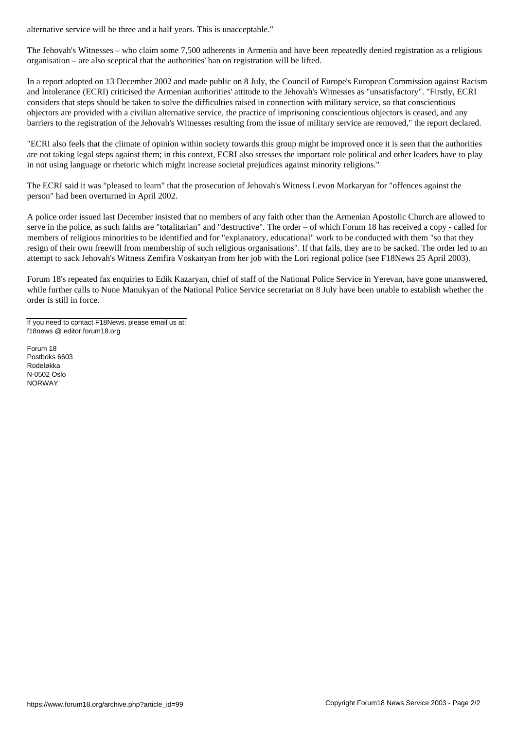alternative service will be three and a half years. This is unacceptable."

The Jehovah's Witnesses – who claim some 7,500 adherents in Armenia and have been repeatedly denied registration as a religious organisation – are also sceptical that the authorities' ban on registration will be lifted.

In a report adopted on 13 December 2002 and made public on 8 July, the Council of Europe's European Commission against Racism and Intolerance (ECRI) criticised the Armenian authorities' attitude to the Jehovah's Witnesses as "unsatisfactory". "Firstly, ECRI considers that steps should be taken to solve the difficulties raised in connection with military service, so that conscientious objectors are provided with a civilian alternative service, the practice of imprisoning conscientious objectors is ceased, and any barriers to the registration of the Jehovah's Witnesses resulting from the issue of military service are removed," the report declared.

"ECRI also feels that the climate of opinion within society towards this group might be improved once it is seen that the authorities are not taking legal steps against them; in this context, ECRI also stresses the important role political and other leaders have to play in not using language or rhetoric which might increase societal prejudices against minority religions."

The ECRI said it was "pleased to learn" that the prosecution of Jehovah's Witness Levon Markaryan for "offences against the person" had been overturned in April 2002.

A police order issued last December insisted that no members of any faith other than the Armenian Apostolic Church are allowed to serve in the police, as such faiths are "totalitarian" and "destructive". The order – of which Forum 18 has received a copy - called for members of religious minorities to be identified and for "explanatory, educational" work to be conducted with them "so that they resign of their own freewill from membership of such religious organisations". If that fails, they are to be sacked. The order led to an attempt to sack Jehovah's Witness Zemfira Voskanyan from her job with the Lori regional police (see F18News 25 April 2003).

Forum 18's repeated fax enquiries to Edik Kazaryan, chief of staff of the National Police Service in Yerevan, have gone unanswered, while further calls to Nune Manukyan of the National Police Service secretariat on 8 July have been unable to establish whether the order is still in force.

---

If you need to contact F18News, please email us at:
f18news @ editor.forum18.org

Forum 18
Postboks 6603
Rodeløkka
N-0502 Oslo
NORWAY